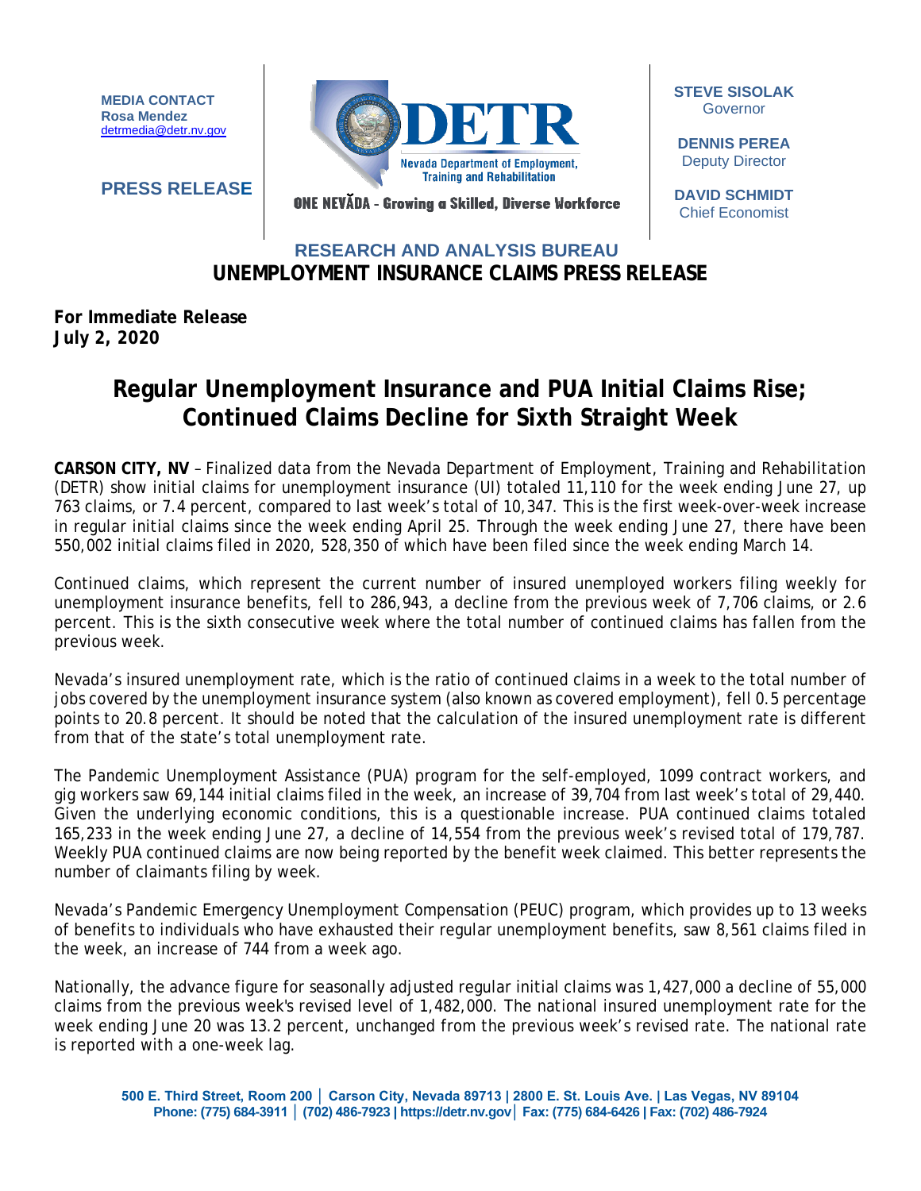**MEDIA CONTACT**
**Rosa Mendez**
detrmedia@detr.nv.gov

**PRESS RELEASE**

DETR
Nevada Department of Employment, Training and Rehabilitation

ONE NEVĂDA - Growing a Skilled, Diverse Workforce

**STEVE SISOLAK**
Governor

**DENNIS PEREA**
Deputy Director

**DAVID SCHMIDT**
Chief Economist

## RESEARCH AND ANALYSIS BUREAU

## UNEMPLOYMENT INSURANCE CLAIMS PRESS RELEASE

**For Immediate Release**
**July 2, 2020**

# Regular Unemployment Insurance and PUA Initial Claims Rise; Continued Claims Decline for Sixth Straight Week

**CARSON CITY, NV** – Finalized data from the Nevada Department of Employment, Training and Rehabilitation (DETR) show initial claims for unemployment insurance (UI) totaled 11,110 for the week ending June 27, up 763 claims, or 7.4 percent, compared to last week's total of 10,347. This is the first week-over-week increase in regular initial claims since the week ending April 25. Through the week ending June 27, there have been 550,002 initial claims filed in 2020, 528,350 of which have been filed since the week ending March 14.

Continued claims, which represent the current number of insured unemployed workers filing weekly for unemployment insurance benefits, fell to 286,943, a decline from the previous week of 7,706 claims, or 2.6 percent. This is the sixth consecutive week where the total number of continued claims has fallen from the previous week.

Nevada's insured unemployment rate, which is the ratio of continued claims in a week to the total number of jobs covered by the unemployment insurance system (also known as covered employment), fell 0.5 percentage points to 20.8 percent. It should be noted that the calculation of the insured unemployment rate is different from that of the state's total unemployment rate.

The Pandemic Unemployment Assistance (PUA) program for the self-employed, 1099 contract workers, and gig workers saw 69,144 initial claims filed in the week, an increase of 39,704 from last week's total of 29,440. Given the underlying economic conditions, this is a questionable increase. PUA continued claims totaled 165,233 in the week ending June 27, a decline of 14,554 from the previous week's revised total of 179,787. Weekly PUA continued claims are now being reported by the benefit week claimed. This better represents the number of claimants filing by week.

Nevada's Pandemic Emergency Unemployment Compensation (PEUC) program, which provides up to 13 weeks of benefits to individuals who have exhausted their regular unemployment benefits, saw 8,561 claims filed in the week, an increase of 744 from a week ago.

Nationally, the advance figure for seasonally adjusted regular initial claims was 1,427,000 a decline of 55,000 claims from the previous week's revised level of 1,482,000. The national insured unemployment rate for the week ending June 20 was 13.2 percent, unchanged from the previous week's revised rate. The national rate is reported with a one-week lag.

500 E. Third Street, Room 200 | Carson City, Nevada 89713 | 2800 E. St. Louis Ave. | Las Vegas, NV 89104
Phone: (775) 684-3911 | (702) 486-7923 | https://detr.nv.gov | Fax: (775) 684-6426 | Fax: (702) 486-7924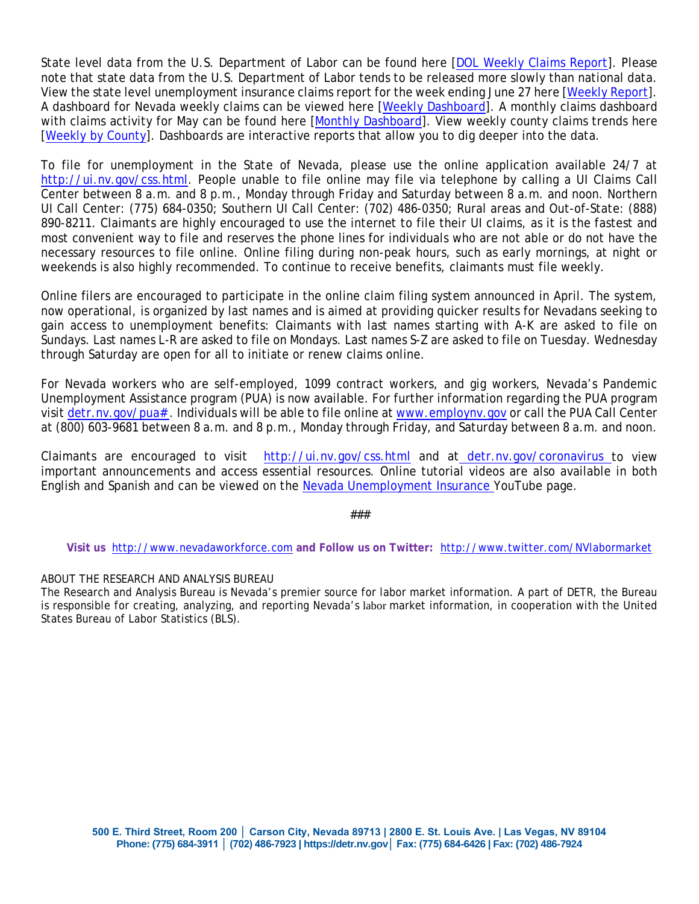State level data from the U.S. Department of Labor can be found here [DOL Weekly Claims Report]. Please note that state data from the U.S. Department of Labor tends to be released more slowly than national data. View the state level unemployment insurance claims report for the week ending June 27 here [Weekly Report]. A dashboard for Nevada weekly claims can be viewed here [Weekly Dashboard]. A monthly claims dashboard with claims activity for May can be found here [Monthly Dashboard]. View weekly county claims trends here [Weekly by County]. Dashboards are interactive reports that allow you to dig deeper into the data.

To file for unemployment in the State of Nevada, please use the online application available 24/7 at http://ui.nv.gov/css.html. People unable to file online may file via telephone by calling a UI Claims Call Center between 8 a.m. and 8 p.m., Monday through Friday and Saturday between 8 a.m. and noon. Northern UI Call Center: (775) 684-0350; Southern UI Call Center: (702) 486-0350; Rural areas and Out-of-State: (888) 890-8211. Claimants are highly encouraged to use the internet to file their UI claims, as it is the fastest and most convenient way to file and reserves the phone lines for individuals who are not able or do not have the necessary resources to file online. Online filing during non-peak hours, such as early mornings, at night or weekends is also highly recommended. To continue to receive benefits, claimants must file weekly.

Online filers are encouraged to participate in the online claim filing system announced in April. The system, now operational, is organized by last names and is aimed at providing quicker results for Nevadans seeking to gain access to unemployment benefits: Claimants with last names starting with A-K are asked to file on Sundays. Last names L-R are asked to file on Mondays. Last names S-Z are asked to file on Tuesday. Wednesday through Saturday are open for all to initiate or renew claims online.

For Nevada workers who are self-employed, 1099 contract workers, and gig workers, Nevada's Pandemic Unemployment Assistance program (PUA) is now available. For further information regarding the PUA program visit detr.nv.gov/pua#. Individuals will be able to file online at www.employnv.gov or call the PUA Call Center at (800) 603-9681 between 8 a.m. and 8 p.m., Monday through Friday, and Saturday between 8 a.m. and noon.

Claimants are encouraged to visit http://ui.nv.gov/css.html and at detr.nv.gov/coronavirus to view important announcements and access essential resources. Online tutorial videos are also available in both English and Spanish and can be viewed on the Nevada Unemployment Insurance YouTube page.

###

**Visit us** http://www.nevadaworkforce.com **and Follow us on Twitter:** http://www.twitter.com/NVlabormarket

ABOUT THE RESEARCH AND ANALYSIS BUREAU

The Research and Analysis Bureau is Nevada's premier source for labor market information. A part of DETR, the Bureau is responsible for creating, analyzing, and reporting Nevada's labor market information, in cooperation with the United States Bureau of Labor Statistics (BLS).

**500 E. Third Street, Room 200 │ Carson City, Nevada 89713 | 2800 E. St. Louis Ave. | Las Vegas, NV 89104**
**Phone: (775) 684-3911 │ (702) 486-7923 | https://detr.nv.gov│ Fax: (775) 684-6426 | Fax: (702) 486-7924**